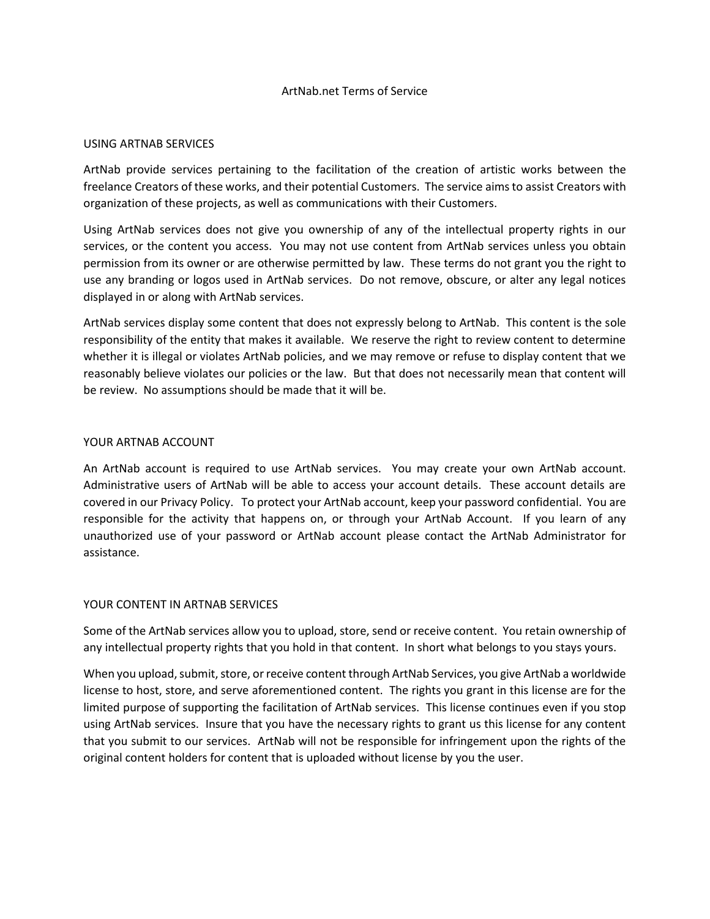# ArtNab.net Terms of Service

## USING ARTNAB SERVICES

ArtNab provide services pertaining to the facilitation of the creation of artistic works between the freelance Creators of these works, and their potential Customers. The service aims to assist Creators with organization of these projects, as well as communications with their Customers.

Using ArtNab services does not give you ownership of any of the intellectual property rights in our services, or the content you access. You may not use content from ArtNab services unless you obtain permission from its owner or are otherwise permitted by law. These terms do not grant you the right to use any branding or logos used in ArtNab services. Do not remove, obscure, or alter any legal notices displayed in or along with ArtNab services.

ArtNab services display some content that does not expressly belong to ArtNab. This content is the sole responsibility of the entity that makes it available. We reserve the right to review content to determine whether it is illegal or violates ArtNab policies, and we may remove or refuse to display content that we reasonably believe violates our policies or the law. But that does not necessarily mean that content will be review. No assumptions should be made that it will be.

## YOUR ARTNAB ACCOUNT

An ArtNab account is required to use ArtNab services. You may create your own ArtNab account. Administrative users of ArtNab will be able to access your account details. These account details are covered in our Privacy Policy. To protect your ArtNab account, keep your password confidential. You are responsible for the activity that happens on, or through your ArtNab Account. If you learn of any unauthorized use of your password or ArtNab account please contact the ArtNab Administrator for assistance.

## YOUR CONTENT IN ARTNAB SERVICES

Some of the ArtNab services allow you to upload, store, send or receive content. You retain ownership of any intellectual property rights that you hold in that content. In short what belongs to you stays yours.

When you upload, submit, store, or receive content through ArtNab Services, you give ArtNab a worldwide license to host, store, and serve aforementioned content. The rights you grant in this license are for the limited purpose of supporting the facilitation of ArtNab services. This license continues even if you stop using ArtNab services. Insure that you have the necessary rights to grant us this license for any content that you submit to our services. ArtNab will not be responsible for infringement upon the rights of the original content holders for content that is uploaded without license by you the user.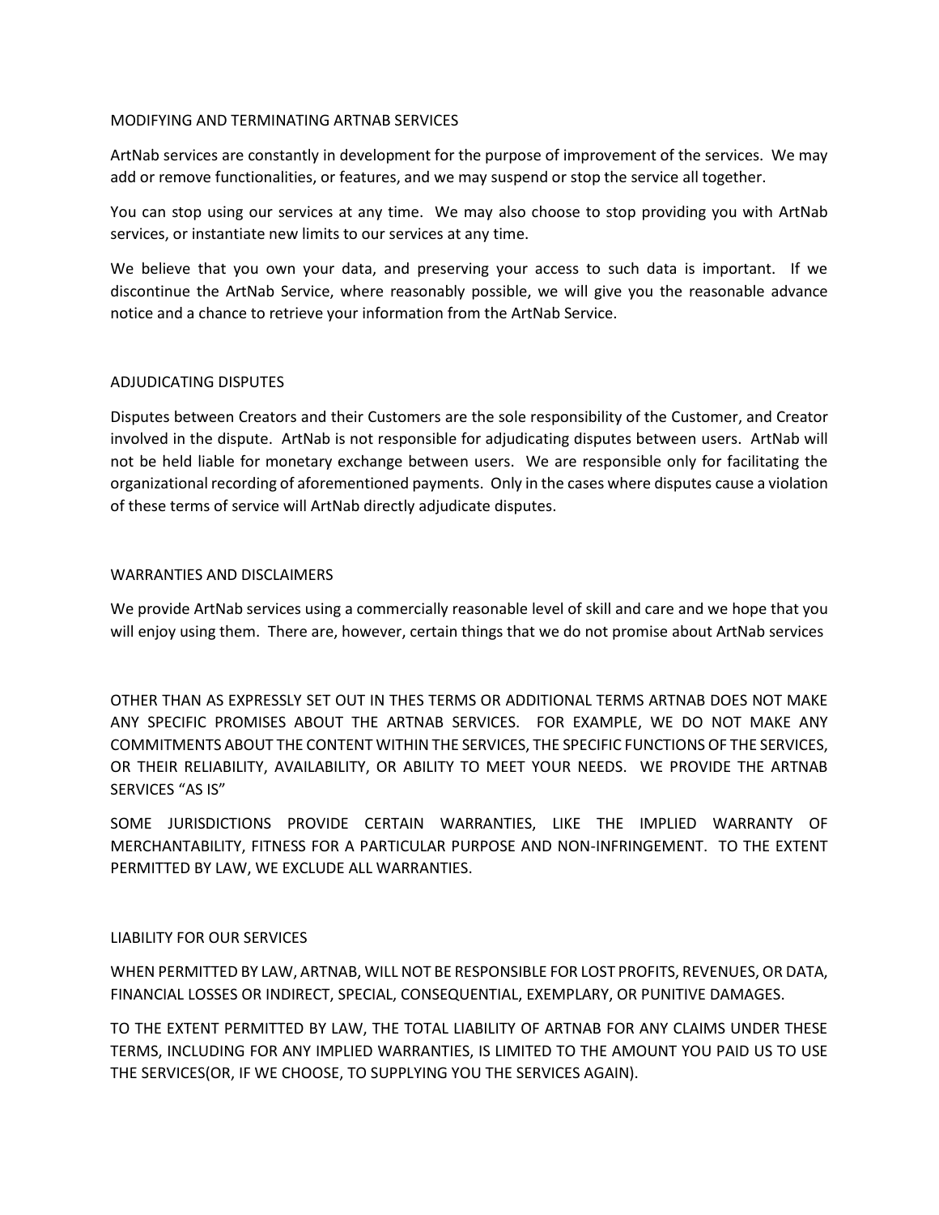## MODIFYING AND TERMINATING ARTNAB SERVICES

ArtNab services are constantly in development for the purpose of improvement of the services. We may add or remove functionalities, or features, and we may suspend or stop the service all together.

You can stop using our services at any time. We may also choose to stop providing you with ArtNab services, or instantiate new limits to our services at any time.

We believe that you own your data, and preserving your access to such data is important. If we discontinue the ArtNab Service, where reasonably possible, we will give you the reasonable advance notice and a chance to retrieve your information from the ArtNab Service.

## ADJUDICATING DISPUTES

Disputes between Creators and their Customers are the sole responsibility of the Customer, and Creator involved in the dispute. ArtNab is not responsible for adjudicating disputes between users. ArtNab will not be held liable for monetary exchange between users. We are responsible only for facilitating the organizational recording of aforementioned payments. Only in the cases where disputes cause a violation of these terms of service will ArtNab directly adjudicate disputes.

## WARRANTIES AND DISCLAIMERS

We provide ArtNab services using a commercially reasonable level of skill and care and we hope that you will enjoy using them. There are, however, certain things that we do not promise about ArtNab services

OTHER THAN AS EXPRESSLY SET OUT IN THES TERMS OR ADDITIONAL TERMS ARTNAB DOES NOT MAKE ANY SPECIFIC PROMISES ABOUT THE ARTNAB SERVICES. FOR EXAMPLE, WE DO NOT MAKE ANY COMMITMENTS ABOUT THE CONTENT WITHIN THE SERVICES, THE SPECIFIC FUNCTIONS OF THE SERVICES, OR THEIR RELIABILITY, AVAILABILITY, OR ABILITY TO MEET YOUR NEEDS. WE PROVIDE THE ARTNAB SERVICES "AS IS"

SOME JURISDICTIONS PROVIDE CERTAIN WARRANTIES, LIKE THE IMPLIED WARRANTY OF MERCHANTABILITY, FITNESS FOR A PARTICULAR PURPOSE AND NON-INFRINGEMENT. TO THE EXTENT PERMITTED BY LAW, WE EXCLUDE ALL WARRANTIES.

## LIABILITY FOR OUR SERVICES

WHEN PERMITTED BY LAW, ARTNAB, WILL NOT BE RESPONSIBLE FOR LOST PROFITS, REVENUES, OR DATA, FINANCIAL LOSSES OR INDIRECT, SPECIAL, CONSEQUENTIAL, EXEMPLARY, OR PUNITIVE DAMAGES.

TO THE EXTENT PERMITTED BY LAW, THE TOTAL LIABILITY OF ARTNAB FOR ANY CLAIMS UNDER THESE TERMS, INCLUDING FOR ANY IMPLIED WARRANTIES, IS LIMITED TO THE AMOUNT YOU PAID US TO USE THE SERVICES(OR, IF WE CHOOSE, TO SUPPLYING YOU THE SERVICES AGAIN).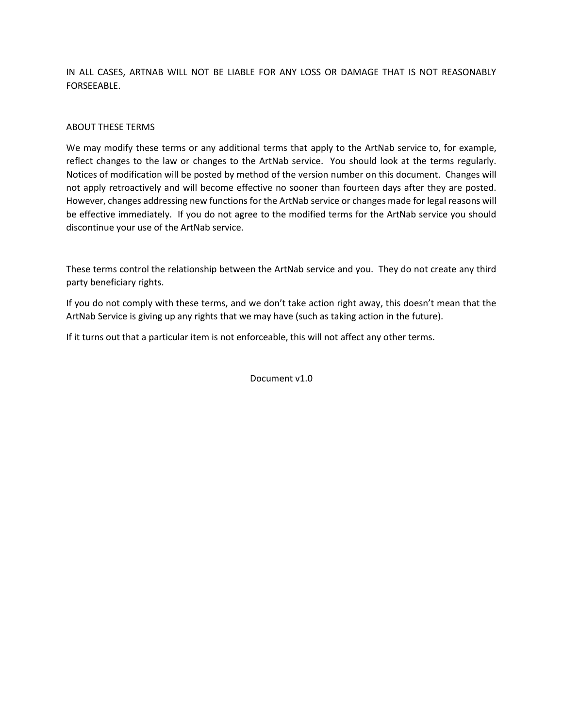IN ALL CASES, ARTNAB WILL NOT BE LIABLE FOR ANY LOSS OR DAMAGE THAT IS NOT REASONABLY FORSEEABLE.

## ABOUT THESE TERMS

We may modify these terms or any additional terms that apply to the ArtNab service to, for example, reflect changes to the law or changes to the ArtNab service. You should look at the terms regularly. Notices of modification will be posted by method of the version number on this document. Changes will not apply retroactively and will become effective no sooner than fourteen days after they are posted. However, changes addressing new functions for the ArtNab service or changes made for legal reasons will be effective immediately. If you do not agree to the modified terms for the ArtNab service you should discontinue your use of the ArtNab service.

These terms control the relationship between the ArtNab service and you. They do not create any third party beneficiary rights.

If you do not comply with these terms, and we don't take action right away, this doesn't mean that the ArtNab Service is giving up any rights that we may have (such as taking action in the future).

If it turns out that a particular item is not enforceable, this will not affect any other terms.

Document v1.0